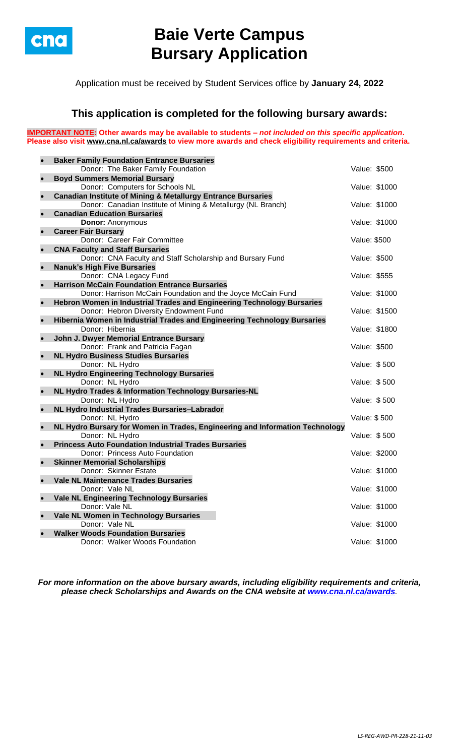# Baie Verte Campus Bursary Application

Application must be received by Student Services office by **January 24, 2022**

## This application is completed for the following bursary awards:

**IMPORTANT NOTE: Other awards may be available to students – *not included on this specific application*. Please also visit www.cna.nl.ca/awards to view more awards and check eligibility requirements and criteria.**

- **Baker Family Foundation Entrance Bursaries**
  Donor: The Baker Family Foundation — Value: $500
- **Boyd Summers Memorial Bursary**
  Donor: Computers for Schools NL — Value: $1000
- **Canadian Institute of Mining & Metallurgy Entrance Bursaries**
  Donor: Canadian Institute of Mining & Metallurgy (NL Branch) — Value: $1000
- **Canadian Education Bursaries**
  **Donor:** Anonymous — Value: $1000
- **Career Fair Bursary**
  Donor: Career Fair Committee — Value: $500
- **CNA Faculty and Staff Bursaries**
  Donor: CNA Faculty and Staff Scholarship and Bursary Fund — Value: $500
- **Nanuk's High Five Bursaries**
  Donor: CNA Legacy Fund — Value: $555
- **Harrison McCain Foundation Entrance Bursaries**
  Donor: Harrison McCain Foundation and the Joyce McCain Fund — Value: $1000
- **Hebron Women in Industrial Trades and Engineering Technology Bursaries**
  Donor: Hebron Diversity Endowment Fund — Value: $1500
- **Hibernia Women in Industrial Trades and Engineering Technology Bursaries**
  Donor: Hibernia — Value: $1800
- **John J. Dwyer Memorial Entrance Bursary**
  Donor: Frank and Patricia Fagan — Value: $500
- **NL Hydro Business Studies Bursaries**
  Donor: NL Hydro — Value: $ 500
- **NL Hydro Engineering Technology Bursaries**
  Donor: NL Hydro — Value: $ 500
- **NL Hydro Trades & Information Technology Bursaries-NL**
  Donor: NL Hydro — Value: $ 500
- **NL Hydro Industrial Trades Bursaries–Labrador**
  Donor: NL Hydro — Value: $ 500
- **NL Hydro Bursary for Women in Trades, Engineering and Information Technology**
  Donor: NL Hydro — Value: $ 500
- **Princess Auto Foundation Industrial Trades Bursaries**
  Donor: Princess Auto Foundation — Value: $2000
- **Skinner Memorial Scholarships**
  Donor: Skinner Estate — Value: $1000
- **Vale NL Maintenance Trades Bursaries**
  Donor: Vale NL — Value: $1000
- **Vale NL Engineering Technology Bursaries**
  Donor: Vale NL — Value: $1000
- **Vale NL Women in Technology Bursaries**
  Donor: Vale NL — Value: $1000
- **Walker Woods Foundation Bursaries**
  Donor: Walker Woods Foundation — Value: $1000

***For more information on the above bursary awards, including eligibility requirements and criteria, please check Scholarships and Awards on the CNA website at www.cna.nl.ca/awards.***

*LS-REG-AWD-PR-228-21-11-03*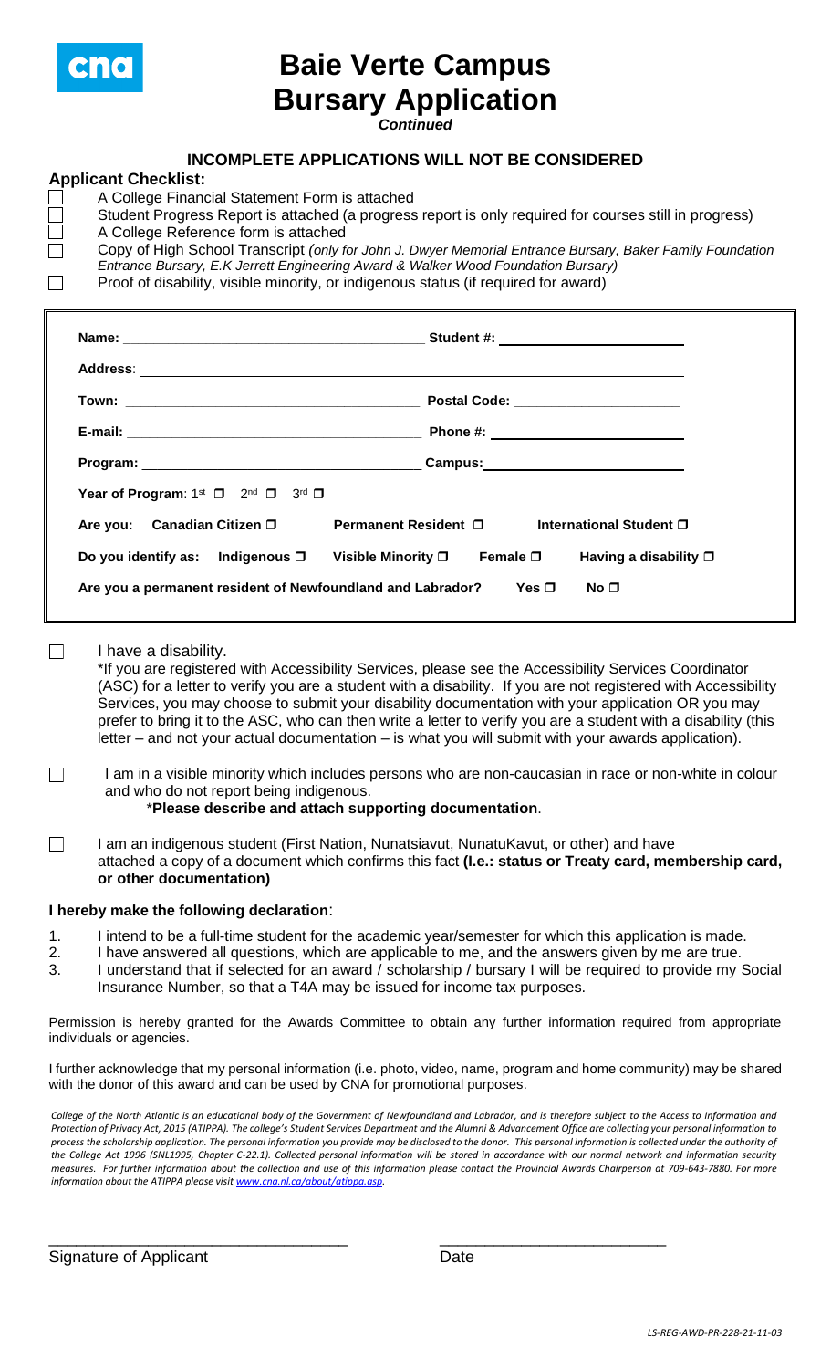# Baie Verte Campus
# Bursary Application

***Continued***

## INCOMPLETE APPLICATIONS WILL NOT BE CONSIDERED

**Applicant Checklist:**

- ☐ A College Financial Statement Form is attached
- ☐ Student Progress Report is attached (a progress report is only required for courses still in progress)
- ☐ A College Reference form is attached
- ☐ Copy of High School Transcript *(only for John J. Dwyer Memorial Entrance Bursary, Baker Family Foundation Entrance Bursary, E.K Jerrett Engineering Award & Walker Wood Foundation Bursary)*
- ☐ Proof of disability, visible minority, or indigenous status (if required for award)

**Name:** ______________________________ **Student #:** ____________________

**Address**: ____________________________________________________________

**Town:** ______________________________ **Postal Code:** ____________________

**E-mail:** ______________________________ **Phone #:** ____________________

**Program:** ______________________________ **Campus:** ____________________

**Year of Program**: 1st ☐ 2nd ☐ 3rd ☐

**Are you: Canadian Citizen ☐ Permanent Resident ☐ International Student ☐**

**Do you identify as: Indigenous ☐ Visible Minority ☐ Female ☐ Having a disability ☐**

**Are you a permanent resident of Newfoundland and Labrador? Yes ☐ No ☐**

☐ I have a disability.
*If you are registered with Accessibility Services, please see the Accessibility Services Coordinator (ASC) for a letter to verify you are a student with a disability. If you are not registered with Accessibility Services, you may choose to submit your disability documentation with your application OR you may prefer to bring it to the ASC, who can then write a letter to verify you are a student with a disability (this letter – and not your actual documentation – is what you will submit with your awards application).

☐ I am in a visible minority which includes persons who are non-caucasian in race or non-white in colour and who do not report being indigenous.
*__Please describe and attach supporting documentation__.

☐ I am an indigenous student (First Nation, Nunatsiavut, NunatuKavut, or other) and have attached a copy of a document which confirms this fact **(I.e.: status or Treaty card, membership card, or other documentation)**

**I hereby make the following declaration**:

1. I intend to be a full-time student for the academic year/semester for which this application is made.
2. I have answered all questions, which are applicable to me, and the answers given by me are true.
3. I understand that if selected for an award / scholarship / bursary I will be required to provide my Social Insurance Number, so that a T4A may be issued for income tax purposes.

Permission is hereby granted for the Awards Committee to obtain any further information required from appropriate individuals or agencies.

I further acknowledge that my personal information (i.e. photo, video, name, program and home community) may be shared with the donor of this award and can be used by CNA for promotional purposes.

*College of the North Atlantic is an educational body of the Government of Newfoundland and Labrador, and is therefore subject to the Access to Information and Protection of Privacy Act, 2015 (ATIPPA). The college's Student Services Department and the Alumni & Advancement Office are collecting your personal information to process the scholarship application. The personal information you provide may be disclosed to the donor. This personal information is collected under the authority of the College Act 1996 (SNL1995, Chapter C-22.1). Collected personal information will be stored in accordance with our normal network and information security measures. For further information about the collection and use of this information please contact the Provincial Awards Chairperson at 709-643-7880. For more information about the ATIPPA please visit www.cna.nl.ca/about/atippa.asp.*

______________________________ ______________________________
Signature of Applicant Date

*LS-REG-AWD-PR-228-21-11-03*